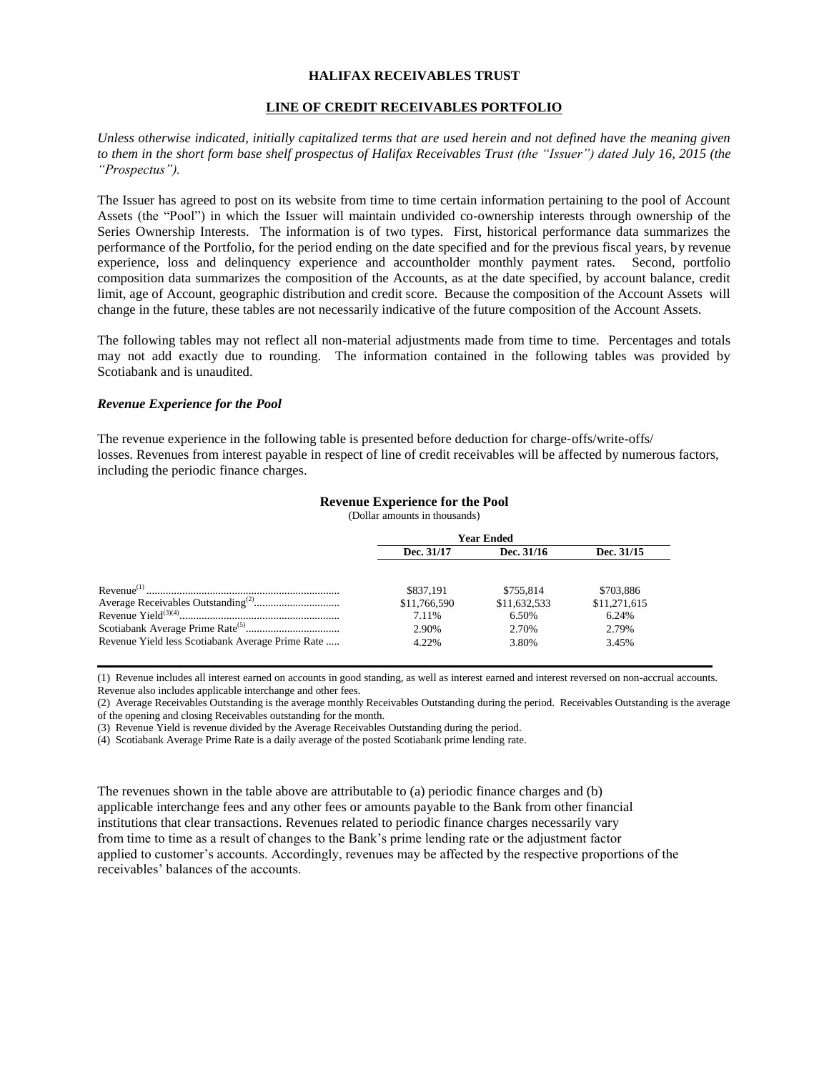**HALIFAX RECEIVABLES TRUST**

**LINE OF CREDIT RECEIVABLES PORTFOLIO**

*Unless otherwise indicated, initially capitalized terms that are used herein and not defined have the meaning given to them in the short form base shelf prospectus of Halifax Receivables Trust (the "Issuer") dated July 16, 2015 (the "Prospectus").*

The Issuer has agreed to post on its website from time to time certain information pertaining to the pool of Account Assets (the "Pool") in which the Issuer will maintain undivided co-ownership interests through ownership of the Series Ownership Interests. The information is of two types. First, historical performance data summarizes the performance of the Portfolio, for the period ending on the date specified and for the previous fiscal years, by revenue experience, loss and delinquency experience and accountholder monthly payment rates. Second, portfolio composition data summarizes the composition of the Accounts, as at the date specified, by account balance, credit limit, age of Account, geographic distribution and credit score. Because the composition of the Account Assets will change in the future, these tables are not necessarily indicative of the future composition of the Account Assets.

The following tables may not reflect all non-material adjustments made from time to time. Percentages and totals may not add exactly due to rounding. The information contained in the following tables was provided by Scotiabank and is unaudited.

***Revenue Experience for the Pool***

The revenue experience in the following table is presented before deduction for charge-offs/write-offs/ losses. Revenues from interest payable in respect of line of credit receivables will be affected by numerous factors, including the periodic finance charges.

**Revenue Experience for the Pool**
(Dollar amounts in thousands)

| | Year Ended | | |
|---|---|---|---|
| | **Dec. 31/17** | **Dec. 31/16** | **Dec. 31/15** |
| Revenue[(1)] | \$837,191 | \$755,814 | \$703,886 |
| Average Receivables Outstanding[(2)] | \$11,766,590 | \$11,632,533 | \$11,271,615 |
| Revenue Yield[(3)(4)] | 7.11% | 6.50% | 6.24% |
| Scotiabank Average Prime Rate[(5)] | 2.90% | 2.70% | 2.79% |
| Revenue Yield less Scotiabank Average Prime Rate | 4.22% | 3.80% | 3.45% |

(1) Revenue includes all interest earned on accounts in good standing, as well as interest earned and interest reversed on non-accrual accounts. Revenue also includes applicable interchange and other fees.

(2) Average Receivables Outstanding is the average monthly Receivables Outstanding during the period. Receivables Outstanding is the average of the opening and closing Receivables outstanding for the month.

(3) Revenue Yield is revenue divided by the Average Receivables Outstanding during the period.

(4) Scotiabank Average Prime Rate is a daily average of the posted Scotiabank prime lending rate.

The revenues shown in the table above are attributable to (a) periodic finance charges and (b) applicable interchange fees and any other fees or amounts payable to the Bank from other financial institutions that clear transactions. Revenues related to periodic finance charges necessarily vary from time to time as a result of changes to the Bank's prime lending rate or the adjustment factor applied to customer's accounts. Accordingly, revenues may be affected by the respective proportions of the receivables' balances of the accounts.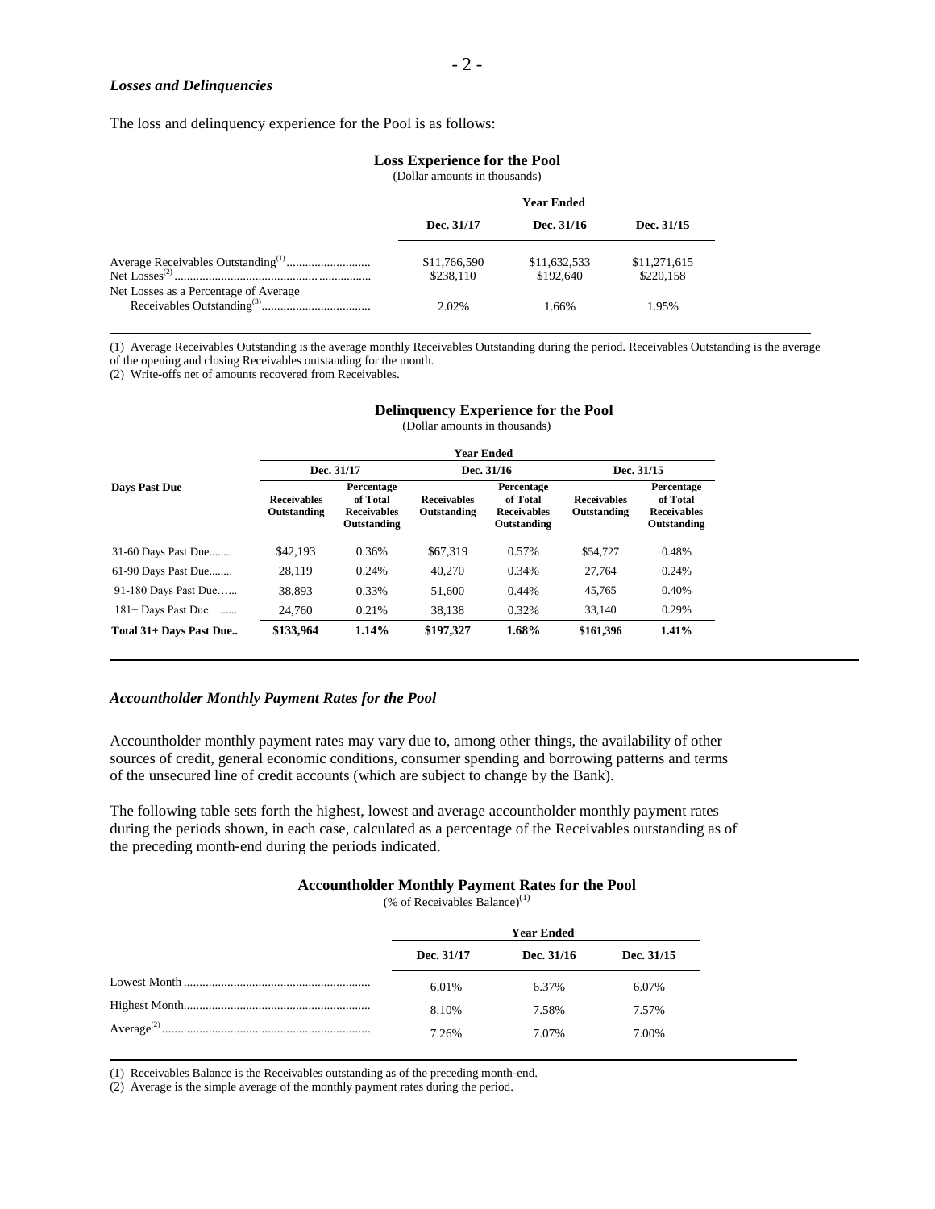### *Losses and Delinquencies*

The loss and delinquency experience for the Pool is as follows:

**Loss Experience for the Pool**
(Dollar amounts in thousands)

| | Year Ended | | |
|---|---|---|---|
| | **Dec. 31/17** | **Dec. 31/16** | **Dec. 31/15** |
| Average Receivables Outstanding[(1)] | $11,766,590 | $11,632,533 | $11,271,615 |
| Net Losses[(2)] | $238,110 | $192,640 | $220,158 |
| Net Losses as a Percentage of Average Receivables Outstanding[(3)] | 2.02% | 1.66% | 1.95% |

(1) Average Receivables Outstanding is the average monthly Receivables Outstanding during the period. Receivables Outstanding is the average of the opening and closing Receivables outstanding for the month.
(2) Write-offs net of amounts recovered from Receivables.

**Delinquency Experience for the Pool**
(Dollar amounts in thousands)

| | Year Ended | | | | | |
|---|---|---|---|---|---|---|
| | Dec. 31/17 | | Dec. 31/16 | | Dec. 31/15 | |
| **Days Past Due** | **Receivables Outstanding** | **Percentage of Total Receivables Outstanding** | **Receivables Outstanding** | **Percentage of Total Receivables Outstanding** | **Receivables Outstanding** | **Percentage of Total Receivables Outstanding** |
| 31-60 Days Past Due | $42,193 | 0.36% | $67,319 | 0.57% | $54,727 | 0.48% |
| 61-90 Days Past Due | 28,119 | 0.24% | 40,270 | 0.34% | 27,764 | 0.24% |
| 91-180 Days Past Due | 38,893 | 0.33% | 51,600 | 0.44% | 45,765 | 0.40% |
| 181+ Days Past Due | 24,760 | 0.21% | 38,138 | 0.32% | 33,140 | 0.29% |
| **Total 31+ Days Past Due** | **$133,964** | **1.14%** | **$197,327** | **1.68%** | **$161,396** | **1.41%** |

### *Accountholder Monthly Payment Rates for the Pool*

Accountholder monthly payment rates may vary due to, among other things, the availability of other sources of credit, general economic conditions, consumer spending and borrowing patterns and terms of the unsecured line of credit accounts (which are subject to change by the Bank).

The following table sets forth the highest, lowest and average accountholder monthly payment rates during the periods shown, in each case, calculated as a percentage of the Receivables outstanding as of the preceding month-end during the periods indicated.

**Accountholder Monthly Payment Rates for the Pool**
(% of Receivables Balance)[(1)]

| | Year Ended | | |
|---|---|---|---|
| | **Dec. 31/17** | **Dec. 31/16** | **Dec. 31/15** |
| Lowest Month | 6.01% | 6.37% | 6.07% |
| Highest Month | 8.10% | 7.58% | 7.57% |
| Average[(2)] | 7.26% | 7.07% | 7.00% |

(1) Receivables Balance is the Receivables outstanding as of the preceding month-end.
(2) Average is the simple average of the monthly payment rates during the period.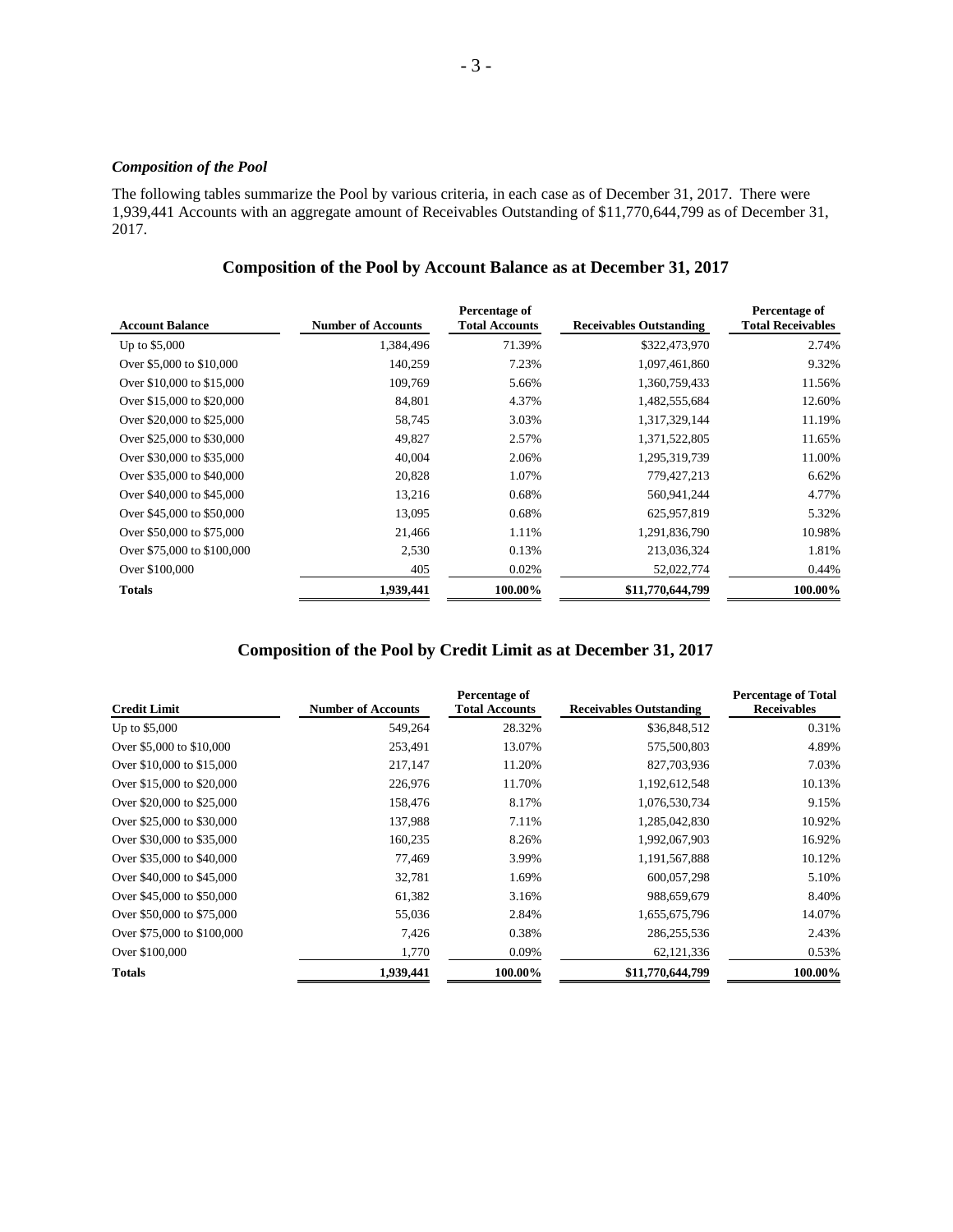### *Composition of the Pool*

The following tables summarize the Pool by various criteria, in each case as of December 31, 2017. There were 1,939,441 Accounts with an aggregate amount of Receivables Outstanding of $11,770,644,799 as of December 31, 2017.

## Composition of the Pool by Account Balance as at December 31, 2017

| Account Balance | Number of Accounts | Percentage of Total Accounts | Receivables Outstanding | Percentage of Total Receivables |
|---|---|---|---|---|
| Up to $5,000 | 1,384,496 | 71.39% | $322,473,970 | 2.74% |
| Over $5,000 to $10,000 | 140,259 | 7.23% | 1,097,461,860 | 9.32% |
| Over $10,000 to $15,000 | 109,769 | 5.66% | 1,360,759,433 | 11.56% |
| Over $15,000 to $20,000 | 84,801 | 4.37% | 1,482,555,684 | 12.60% |
| Over $20,000 to $25,000 | 58,745 | 3.03% | 1,317,329,144 | 11.19% |
| Over $25,000 to $30,000 | 49,827 | 2.57% | 1,371,522,805 | 11.65% |
| Over $30,000 to $35,000 | 40,004 | 2.06% | 1,295,319,739 | 11.00% |
| Over $35,000 to $40,000 | 20,828 | 1.07% | 779,427,213 | 6.62% |
| Over $40,000 to $45,000 | 13,216 | 0.68% | 560,941,244 | 4.77% |
| Over $45,000 to $50,000 | 13,095 | 0.68% | 625,957,819 | 5.32% |
| Over $50,000 to $75,000 | 21,466 | 1.11% | 1,291,836,790 | 10.98% |
| Over $75,000 to $100,000 | 2,530 | 0.13% | 213,036,324 | 1.81% |
| Over $100,000 | 405 | 0.02% | 52,022,774 | 0.44% |
| **Totals** | **1,939,441** | **100.00%** | **$11,770,644,799** | **100.00%** |

## Composition of the Pool by Credit Limit as at December 31, 2017

| Credit Limit | Number of Accounts | Percentage of Total Accounts | Receivables Outstanding | Percentage of Total Receivables |
|---|---|---|---|---|
| Up to $5,000 | 549,264 | 28.32% | $36,848,512 | 0.31% |
| Over $5,000 to $10,000 | 253,491 | 13.07% | 575,500,803 | 4.89% |
| Over $10,000 to $15,000 | 217,147 | 11.20% | 827,703,936 | 7.03% |
| Over $15,000 to $20,000 | 226,976 | 11.70% | 1,192,612,548 | 10.13% |
| Over $20,000 to $25,000 | 158,476 | 8.17% | 1,076,530,734 | 9.15% |
| Over $25,000 to $30,000 | 137,988 | 7.11% | 1,285,042,830 | 10.92% |
| Over $30,000 to $35,000 | 160,235 | 8.26% | 1,992,067,903 | 16.92% |
| Over $35,000 to $40,000 | 77,469 | 3.99% | 1,191,567,888 | 10.12% |
| Over $40,000 to $45,000 | 32,781 | 1.69% | 600,057,298 | 5.10% |
| Over $45,000 to $50,000 | 61,382 | 3.16% | 988,659,679 | 8.40% |
| Over $50,000 to $75,000 | 55,036 | 2.84% | 1,655,675,796 | 14.07% |
| Over $75,000 to $100,000 | 7,426 | 0.38% | 286,255,536 | 2.43% |
| Over $100,000 | 1,770 | 0.09% | 62,121,336 | 0.53% |
| **Totals** | **1,939,441** | **100.00%** | **$11,770,644,799** | **100.00%** |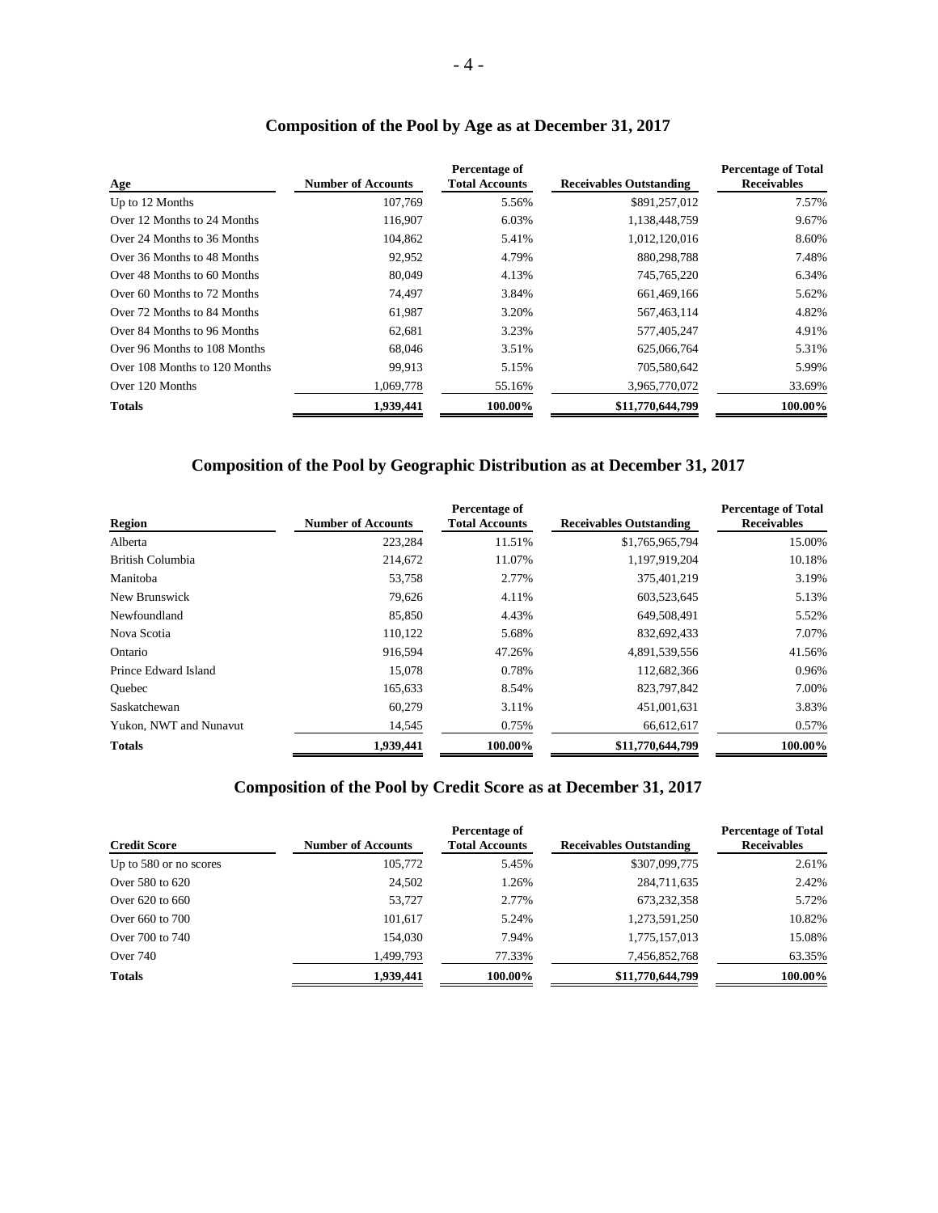## Composition of the Pool by Age as at December 31, 2017

| Age | Number of Accounts | Percentage of Total Accounts | Receivables Outstanding | Percentage of Total Receivables |
|---|---|---|---|---|
| Up to 12 Months | 107,769 | 5.56% | $891,257,012 | 7.57% |
| Over 12 Months to 24 Months | 116,907 | 6.03% | 1,138,448,759 | 9.67% |
| Over 24 Months to 36 Months | 104,862 | 5.41% | 1,012,120,016 | 8.60% |
| Over 36 Months to 48 Months | 92,952 | 4.79% | 880,298,788 | 7.48% |
| Over 48 Months to 60 Months | 80,049 | 4.13% | 745,765,220 | 6.34% |
| Over 60 Months to 72 Months | 74,497 | 3.84% | 661,469,166 | 5.62% |
| Over 72 Months to 84 Months | 61,987 | 3.20% | 567,463,114 | 4.82% |
| Over 84 Months to 96 Months | 62,681 | 3.23% | 577,405,247 | 4.91% |
| Over 96 Months to 108 Months | 68,046 | 3.51% | 625,066,764 | 5.31% |
| Over 108 Months to 120 Months | 99,913 | 5.15% | 705,580,642 | 5.99% |
| Over 120 Months | 1,069,778 | 55.16% | 3,965,770,072 | 33.69% |
| **Totals** | **1,939,441** | **100.00%** | **$11,770,644,799** | **100.00%** |

## Composition of the Pool by Geographic Distribution as at December 31, 2017

| Region | Number of Accounts | Percentage of Total Accounts | Receivables Outstanding | Percentage of Total Receivables |
|---|---|---|---|---|
| Alberta | 223,284 | 11.51% | $1,765,965,794 | 15.00% |
| British Columbia | 214,672 | 11.07% | 1,197,919,204 | 10.18% |
| Manitoba | 53,758 | 2.77% | 375,401,219 | 3.19% |
| New Brunswick | 79,626 | 4.11% | 603,523,645 | 5.13% |
| Newfoundland | 85,850 | 4.43% | 649,508,491 | 5.52% |
| Nova Scotia | 110,122 | 5.68% | 832,692,433 | 7.07% |
| Ontario | 916,594 | 47.26% | 4,891,539,556 | 41.56% |
| Prince Edward Island | 15,078 | 0.78% | 112,682,366 | 0.96% |
| Quebec | 165,633 | 8.54% | 823,797,842 | 7.00% |
| Saskatchewan | 60,279 | 3.11% | 451,001,631 | 3.83% |
| Yukon, NWT and Nunavut | 14,545 | 0.75% | 66,612,617 | 0.57% |
| **Totals** | **1,939,441** | **100.00%** | **$11,770,644,799** | **100.00%** |

## Composition of the Pool by Credit Score as at December 31, 2017

| Credit Score | Number of Accounts | Percentage of Total Accounts | Receivables Outstanding | Percentage of Total Receivables |
|---|---|---|---|---|
| Up to 580 or no scores | 105,772 | 5.45% | $307,099,775 | 2.61% |
| Over 580 to 620 | 24,502 | 1.26% | 284,711,635 | 2.42% |
| Over 620 to 660 | 53,727 | 2.77% | 673,232,358 | 5.72% |
| Over 660 to 700 | 101,617 | 5.24% | 1,273,591,250 | 10.82% |
| Over 700 to 740 | 154,030 | 7.94% | 1,775,157,013 | 15.08% |
| Over 740 | 1,499,793 | 77.33% | 7,456,852,768 | 63.35% |
| **Totals** | **1,939,441** | **100.00%** | **$11,770,644,799** | **100.00%** |